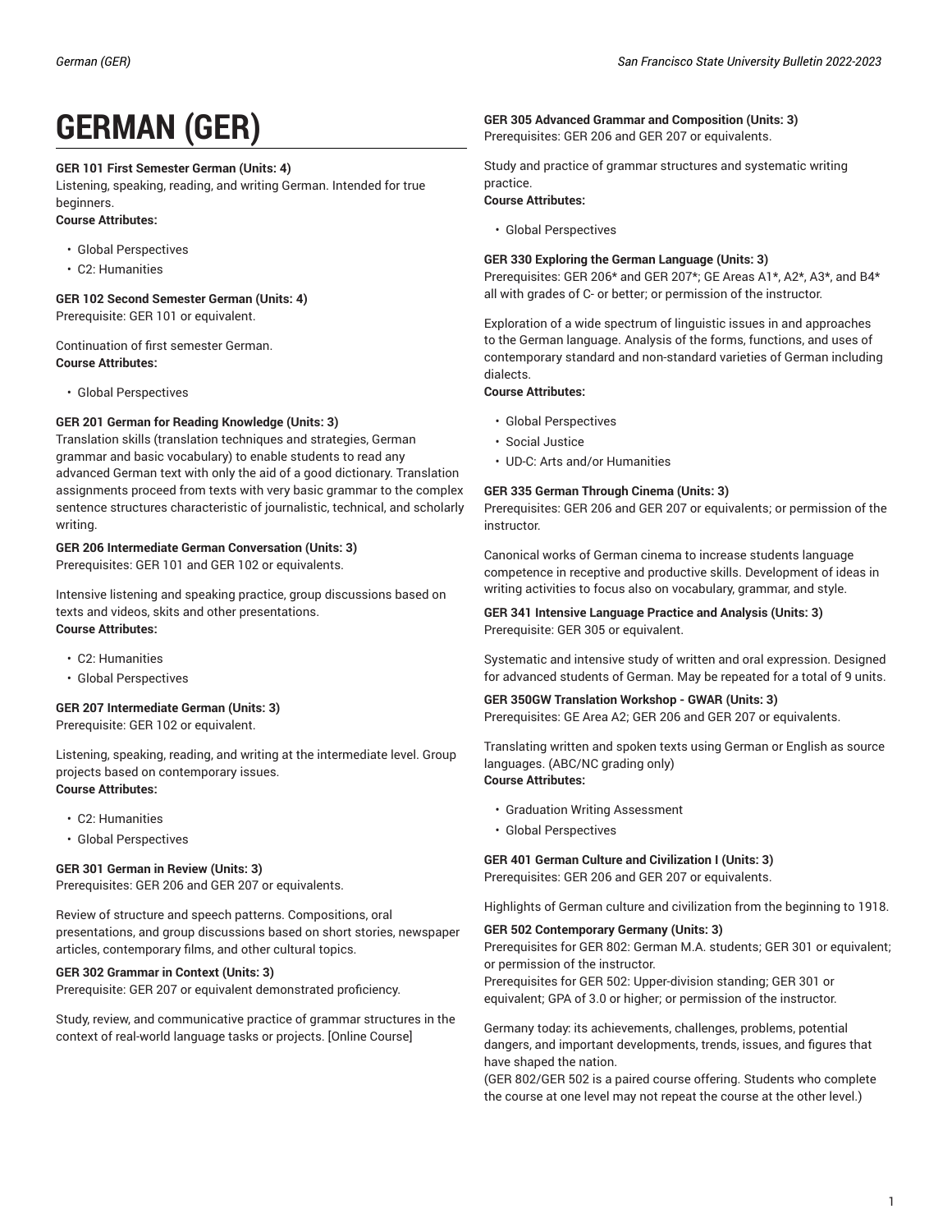# GERMAN (GER)

**GER 101 First Semester German (Units: 4)**
Listening, speaking, reading, and writing German. Intended for true beginners.
**Course Attributes:**

- Global Perspectives
- C2: Humanities

**GER 102 Second Semester German (Units: 4)**
Prerequisite: GER 101 or equivalent.

Continuation of first semester German.
**Course Attributes:**

- Global Perspectives

**GER 201 German for Reading Knowledge (Units: 3)**
Translation skills (translation techniques and strategies, German grammar and basic vocabulary) to enable students to read any advanced German text with only the aid of a good dictionary. Translation assignments proceed from texts with very basic grammar to the complex sentence structures characteristic of journalistic, technical, and scholarly writing.

**GER 206 Intermediate German Conversation (Units: 3)**
Prerequisites: GER 101 and GER 102 or equivalents.

Intensive listening and speaking practice, group discussions based on texts and videos, skits and other presentations.
**Course Attributes:**

- C2: Humanities
- Global Perspectives

**GER 207 Intermediate German (Units: 3)**
Prerequisite: GER 102 or equivalent.

Listening, speaking, reading, and writing at the intermediate level. Group projects based on contemporary issues.
**Course Attributes:**

- C2: Humanities
- Global Perspectives

**GER 301 German in Review (Units: 3)**
Prerequisites: GER 206 and GER 207 or equivalents.

Review of structure and speech patterns. Compositions, oral presentations, and group discussions based on short stories, newspaper articles, contemporary films, and other cultural topics.

**GER 302 Grammar in Context (Units: 3)**
Prerequisite: GER 207 or equivalent demonstrated proficiency.

Study, review, and communicative practice of grammar structures in the context of real-world language tasks or projects. [Online Course]

**GER 305 Advanced Grammar and Composition (Units: 3)**
Prerequisites: GER 206 and GER 207 or equivalents.

Study and practice of grammar structures and systematic writing practice.
**Course Attributes:**

- Global Perspectives

**GER 330 Exploring the German Language (Units: 3)**
Prerequisites: GER 206* and GER 207*; GE Areas A1*, A2*, A3*, and B4* all with grades of C- or better; or permission of the instructor.

Exploration of a wide spectrum of linguistic issues in and approaches to the German language. Analysis of the forms, functions, and uses of contemporary standard and non-standard varieties of German including dialects.
**Course Attributes:**

- Global Perspectives
- Social Justice
- UD-C: Arts and/or Humanities

**GER 335 German Through Cinema (Units: 3)**
Prerequisites: GER 206 and GER 207 or equivalents; or permission of the instructor.

Canonical works of German cinema to increase students language competence in receptive and productive skills. Development of ideas in writing activities to focus also on vocabulary, grammar, and style.

**GER 341 Intensive Language Practice and Analysis (Units: 3)**
Prerequisite: GER 305 or equivalent.

Systematic and intensive study of written and oral expression. Designed for advanced students of German. May be repeated for a total of 9 units.

**GER 350GW Translation Workshop - GWAR (Units: 3)**
Prerequisites: GE Area A2; GER 206 and GER 207 or equivalents.

Translating written and spoken texts using German or English as source languages. (ABC/NC grading only)
**Course Attributes:**

- Graduation Writing Assessment
- Global Perspectives

**GER 401 German Culture and Civilization I (Units: 3)**
Prerequisites: GER 206 and GER 207 or equivalents.

Highlights of German culture and civilization from the beginning to 1918.

**GER 502 Contemporary Germany (Units: 3)**
Prerequisites for GER 802: German M.A. students; GER 301 or equivalent; or permission of the instructor.
Prerequisites for GER 502: Upper-division standing; GER 301 or equivalent; GPA of 3.0 or higher; or permission of the instructor.

Germany today: its achievements, challenges, problems, potential dangers, and important developments, trends, issues, and figures that have shaped the nation.
(GER 802/GER 502 is a paired course offering. Students who complete the course at one level may not repeat the course at the other level.)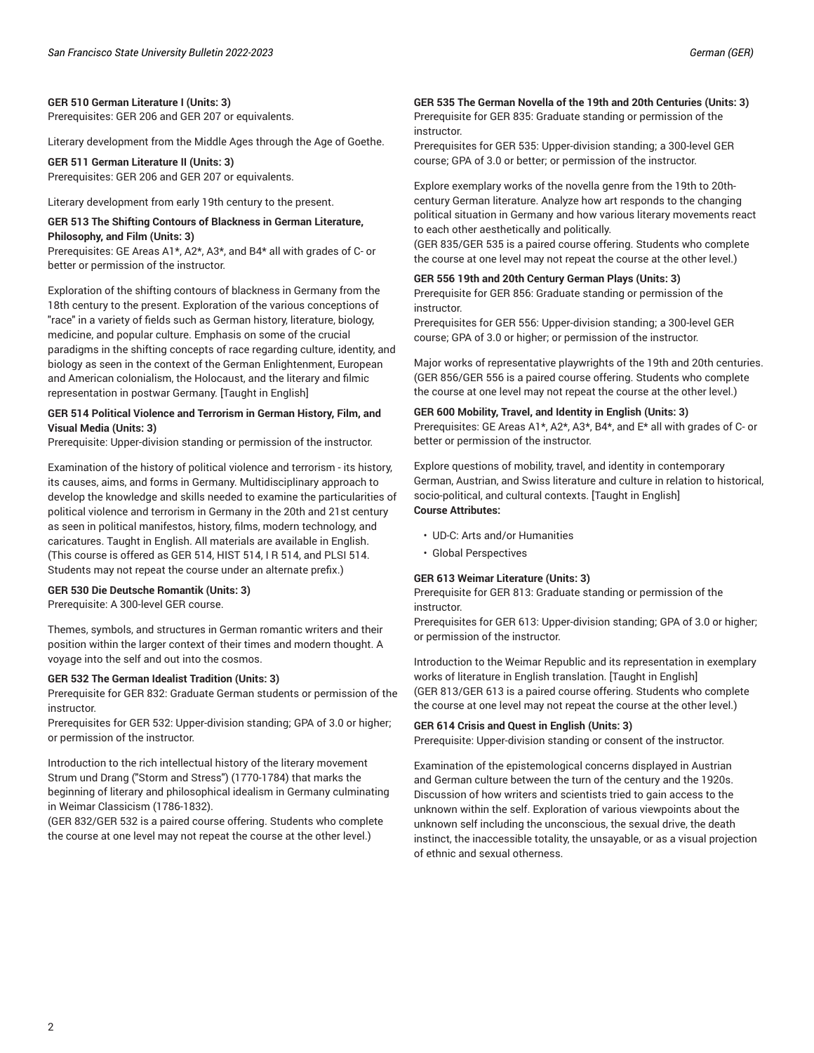**GER 510 German Literature I (Units: 3)**
Prerequisites: GER 206 and GER 207 or equivalents.

Literary development from the Middle Ages through the Age of Goethe.

**GER 511 German Literature II (Units: 3)**
Prerequisites: GER 206 and GER 207 or equivalents.

Literary development from early 19th century to the present.

**GER 513 The Shifting Contours of Blackness in German Literature, Philosophy, and Film (Units: 3)**
Prerequisites: GE Areas A1*, A2*, A3*, and B4* all with grades of C- or better or permission of the instructor.

Exploration of the shifting contours of blackness in Germany from the 18th century to the present. Exploration of the various conceptions of "race" in a variety of fields such as German history, literature, biology, medicine, and popular culture. Emphasis on some of the crucial paradigms in the shifting concepts of race regarding culture, identity, and biology as seen in the context of the German Enlightenment, European and American colonialism, the Holocaust, and the literary and filmic representation in postwar Germany. [Taught in English]

**GER 514 Political Violence and Terrorism in German History, Film, and Visual Media (Units: 3)**
Prerequisite: Upper-division standing or permission of the instructor.

Examination of the history of political violence and terrorism - its history, its causes, aims, and forms in Germany. Multidisciplinary approach to develop the knowledge and skills needed to examine the particularities of political violence and terrorism in Germany in the 20th and 21st century as seen in political manifestos, history, films, modern technology, and caricatures. Taught in English. All materials are available in English. (This course is offered as GER 514, HIST 514, I R 514, and PLSI 514. Students may not repeat the course under an alternate prefix.)

**GER 530 Die Deutsche Romantik (Units: 3)**
Prerequisite: A 300-level GER course.

Themes, symbols, and structures in German romantic writers and their position within the larger context of their times and modern thought. A voyage into the self and out into the cosmos.

**GER 532 The German Idealist Tradition (Units: 3)**
Prerequisite for GER 832: Graduate German students or permission of the instructor.
Prerequisites for GER 532: Upper-division standing; GPA of 3.0 or higher; or permission of the instructor.

Introduction to the rich intellectual history of the literary movement Strum und Drang ("Storm and Stress") (1770-1784) that marks the beginning of literary and philosophical idealism in Germany culminating in Weimar Classicism (1786-1832).
(GER 832/GER 532 is a paired course offering. Students who complete the course at one level may not repeat the course at the other level.)

**GER 535 The German Novella of the 19th and 20th Centuries (Units: 3)**
Prerequisite for GER 835: Graduate standing or permission of the instructor.
Prerequisites for GER 535: Upper-division standing; a 300-level GER course; GPA of 3.0 or better; or permission of the instructor.

Explore exemplary works of the novella genre from the 19th to 20th-century German literature. Analyze how art responds to the changing political situation in Germany and how various literary movements react to each other aesthetically and politically.
(GER 835/GER 535 is a paired course offering. Students who complete the course at one level may not repeat the course at the other level.)

**GER 556 19th and 20th Century German Plays (Units: 3)**
Prerequisite for GER 856: Graduate standing or permission of the instructor.
Prerequisites for GER 556: Upper-division standing; a 300-level GER course; GPA of 3.0 or higher; or permission of the instructor.

Major works of representative playwrights of the 19th and 20th centuries.
(GER 856/GER 556 is a paired course offering. Students who complete the course at one level may not repeat the course at the other level.)

**GER 600 Mobility, Travel, and Identity in English (Units: 3)**
Prerequisites: GE Areas A1*, A2*, A3*, B4*, and E* all with grades of C- or better or permission of the instructor.

Explore questions of mobility, travel, and identity in contemporary German, Austrian, and Swiss literature and culture in relation to historical, socio-political, and cultural contexts. [Taught in English]
**Course Attributes:**

- UD-C: Arts and/or Humanities
- Global Perspectives

**GER 613 Weimar Literature (Units: 3)**
Prerequisite for GER 813: Graduate standing or permission of the instructor.
Prerequisites for GER 613: Upper-division standing; GPA of 3.0 or higher; or permission of the instructor.

Introduction to the Weimar Republic and its representation in exemplary works of literature in English translation. [Taught in English]
(GER 813/GER 613 is a paired course offering. Students who complete the course at one level may not repeat the course at the other level.)

**GER 614 Crisis and Quest in English (Units: 3)**
Prerequisite: Upper-division standing or consent of the instructor.

Examination of the epistemological concerns displayed in Austrian and German culture between the turn of the century and the 1920s. Discussion of how writers and scientists tried to gain access to the unknown within the self. Exploration of various viewpoints about the unknown self including the unconscious, the sexual drive, the death instinct, the inaccessible totality, the unsayable, or as a visual projection of ethnic and sexual otherness.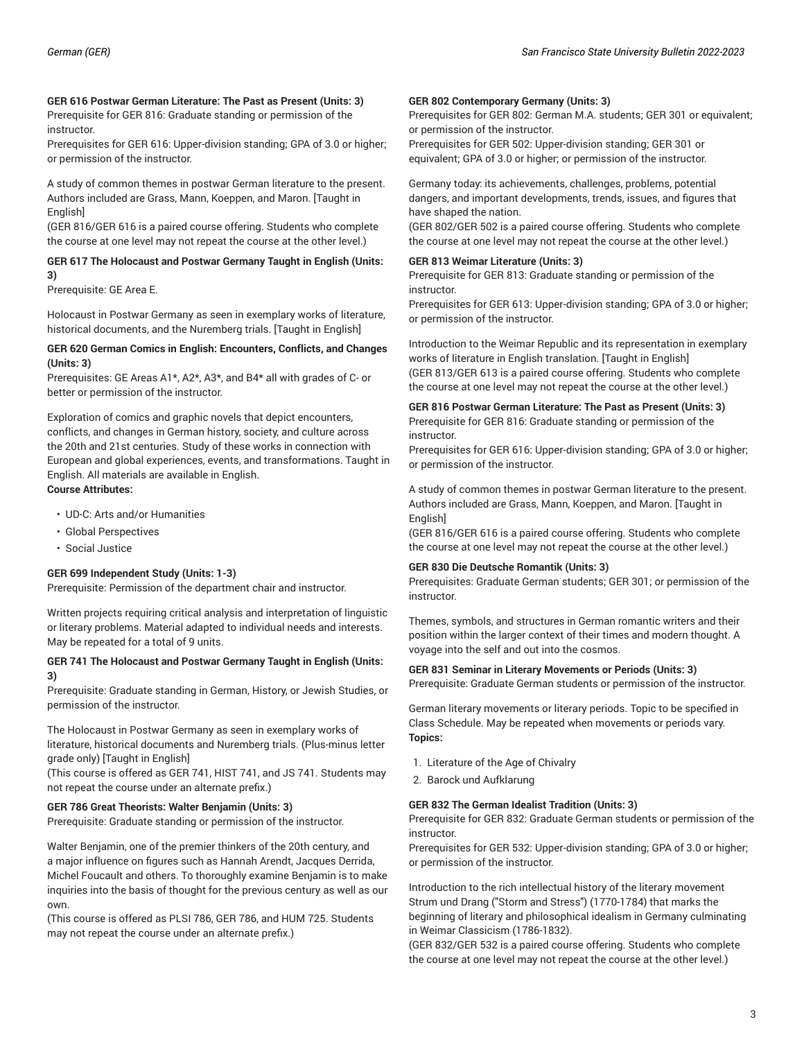**GER 616 Postwar German Literature: The Past as Present (Units: 3)**
Prerequisite for GER 816: Graduate standing or permission of the instructor.
Prerequisites for GER 616: Upper-division standing; GPA of 3.0 or higher; or permission of the instructor.

A study of common themes in postwar German literature to the present. Authors included are Grass, Mann, Koeppen, and Maron. [Taught in English]
(GER 816/GER 616 is a paired course offering. Students who complete the course at one level may not repeat the course at the other level.)

**GER 617 The Holocaust and Postwar Germany Taught in English (Units: 3)**
Prerequisite: GE Area E.

Holocaust in Postwar Germany as seen in exemplary works of literature, historical documents, and the Nuremberg trials. [Taught in English]

**GER 620 German Comics in English: Encounters, Conflicts, and Changes (Units: 3)**
Prerequisites: GE Areas A1*, A2*, A3*, and B4* all with grades of C- or better or permission of the instructor.

Exploration of comics and graphic novels that depict encounters, conflicts, and changes in German history, society, and culture across the 20th and 21st centuries. Study of these works in connection with European and global experiences, events, and transformations. Taught in English. All materials are available in English.
**Course Attributes:**

- UD-C: Arts and/or Humanities
- Global Perspectives
- Social Justice

**GER 699 Independent Study (Units: 1-3)**
Prerequisite: Permission of the department chair and instructor.

Written projects requiring critical analysis and interpretation of linguistic or literary problems. Material adapted to individual needs and interests. May be repeated for a total of 9 units.

**GER 741 The Holocaust and Postwar Germany Taught in English (Units: 3)**
Prerequisite: Graduate standing in German, History, or Jewish Studies, or permission of the instructor.

The Holocaust in Postwar Germany as seen in exemplary works of literature, historical documents and Nuremberg trials. (Plus-minus letter grade only) [Taught in English]
(This course is offered as GER 741, HIST 741, and JS 741. Students may not repeat the course under an alternate prefix.)

**GER 786 Great Theorists: Walter Benjamin (Units: 3)**
Prerequisite: Graduate standing or permission of the instructor.

Walter Benjamin, one of the premier thinkers of the 20th century, and a major influence on figures such as Hannah Arendt, Jacques Derrida, Michel Foucault and others. To thoroughly examine Benjamin is to make inquiries into the basis of thought for the previous century as well as our own.
(This course is offered as PLSI 786, GER 786, and HUM 725. Students may not repeat the course under an alternate prefix.)

**GER 802 Contemporary Germany (Units: 3)**
Prerequisites for GER 802: German M.A. students; GER 301 or equivalent; or permission of the instructor.
Prerequisites for GER 502: Upper-division standing; GER 301 or equivalent; GPA of 3.0 or higher; or permission of the instructor.

Germany today: its achievements, challenges, problems, potential dangers, and important developments, trends, issues, and figures that have shaped the nation.
(GER 802/GER 502 is a paired course offering. Students who complete the course at one level may not repeat the course at the other level.)

**GER 813 Weimar Literature (Units: 3)**
Prerequisite for GER 813: Graduate standing or permission of the instructor.
Prerequisites for GER 613: Upper-division standing; GPA of 3.0 or higher; or permission of the instructor.

Introduction to the Weimar Republic and its representation in exemplary works of literature in English translation. [Taught in English]
(GER 813/GER 613 is a paired course offering. Students who complete the course at one level may not repeat the course at the other level.)

**GER 816 Postwar German Literature: The Past as Present (Units: 3)**
Prerequisite for GER 816: Graduate standing or permission of the instructor.
Prerequisites for GER 616: Upper-division standing; GPA of 3.0 or higher; or permission of the instructor.

A study of common themes in postwar German literature to the present. Authors included are Grass, Mann, Koeppen, and Maron. [Taught in English]
(GER 816/GER 616 is a paired course offering. Students who complete the course at one level may not repeat the course at the other level.)

**GER 830 Die Deutsche Romantik (Units: 3)**
Prerequisites: Graduate German students; GER 301; or permission of the instructor.

Themes, symbols, and structures in German romantic writers and their position within the larger context of their times and modern thought. A voyage into the self and out into the cosmos.

**GER 831 Seminar in Literary Movements or Periods (Units: 3)**
Prerequisite: Graduate German students or permission of the instructor.

German literary movements or literary periods. Topic to be specified in Class Schedule. May be repeated when movements or periods vary.
**Topics:**

1. Literature of the Age of Chivalry
2. Barock und Aufklarung

**GER 832 The German Idealist Tradition (Units: 3)**
Prerequisite for GER 832: Graduate German students or permission of the instructor.
Prerequisites for GER 532: Upper-division standing; GPA of 3.0 or higher; or permission of the instructor.

Introduction to the rich intellectual history of the literary movement Strum und Drang ("Storm and Stress") (1770-1784) that marks the beginning of literary and philosophical idealism in Germany culminating in Weimar Classicism (1786-1832).
(GER 832/GER 532 is a paired course offering. Students who complete the course at one level may not repeat the course at the other level.)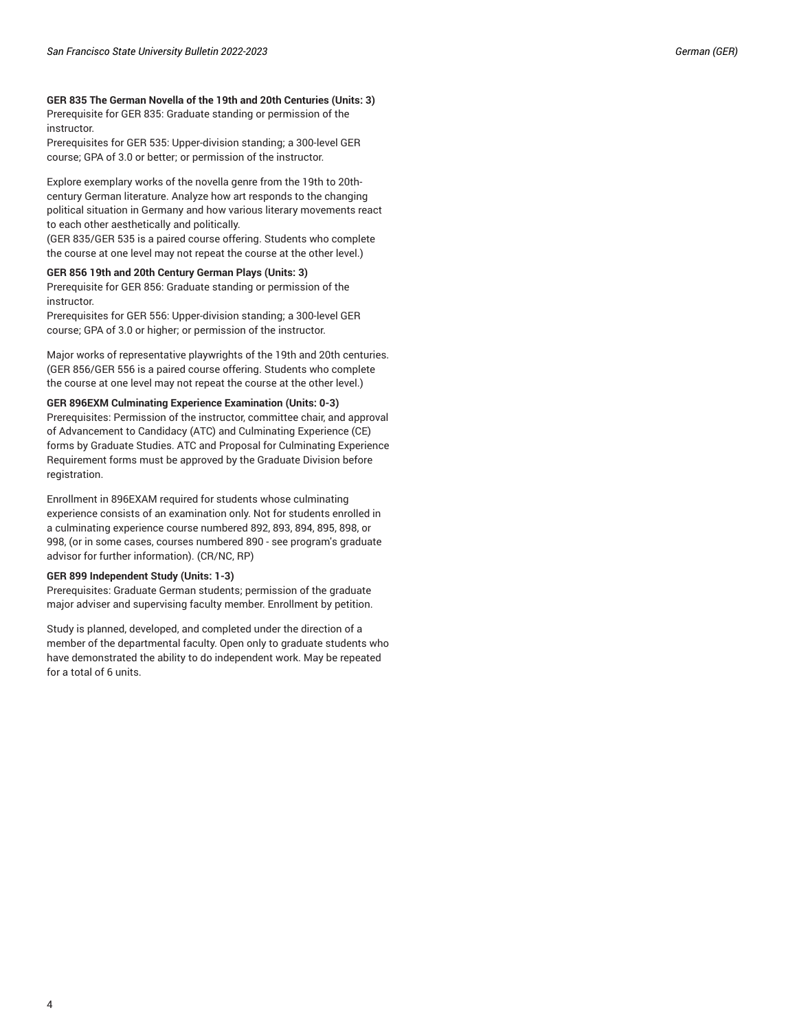**GER 835 The German Novella of the 19th and 20th Centuries (Units: 3)**
Prerequisite for GER 835: Graduate standing or permission of the instructor.
Prerequisites for GER 535: Upper-division standing; a 300-level GER course; GPA of 3.0 or better; or permission of the instructor.

Explore exemplary works of the novella genre from the 19th to 20th-century German literature. Analyze how art responds to the changing political situation in Germany and how various literary movements react to each other aesthetically and politically.
(GER 835/GER 535 is a paired course offering. Students who complete the course at one level may not repeat the course at the other level.)

**GER 856 19th and 20th Century German Plays (Units: 3)**
Prerequisite for GER 856: Graduate standing or permission of the instructor.
Prerequisites for GER 556: Upper-division standing; a 300-level GER course; GPA of 3.0 or higher; or permission of the instructor.

Major works of representative playwrights of the 19th and 20th centuries.
(GER 856/GER 556 is a paired course offering. Students who complete the course at one level may not repeat the course at the other level.)

**GER 896EXM Culminating Experience Examination (Units: 0-3)**
Prerequisites: Permission of the instructor, committee chair, and approval of Advancement to Candidacy (ATC) and Culminating Experience (CE) forms by Graduate Studies. ATC and Proposal for Culminating Experience Requirement forms must be approved by the Graduate Division before registration.

Enrollment in 896EXAM required for students whose culminating experience consists of an examination only. Not for students enrolled in a culminating experience course numbered 892, 893, 894, 895, 898, or 998, (or in some cases, courses numbered 890 - see program's graduate advisor for further information). (CR/NC, RP)

**GER 899 Independent Study (Units: 1-3)**
Prerequisites: Graduate German students; permission of the graduate major adviser and supervising faculty member. Enrollment by petition.

Study is planned, developed, and completed under the direction of a member of the departmental faculty. Open only to graduate students who have demonstrated the ability to do independent work. May be repeated for a total of 6 units.